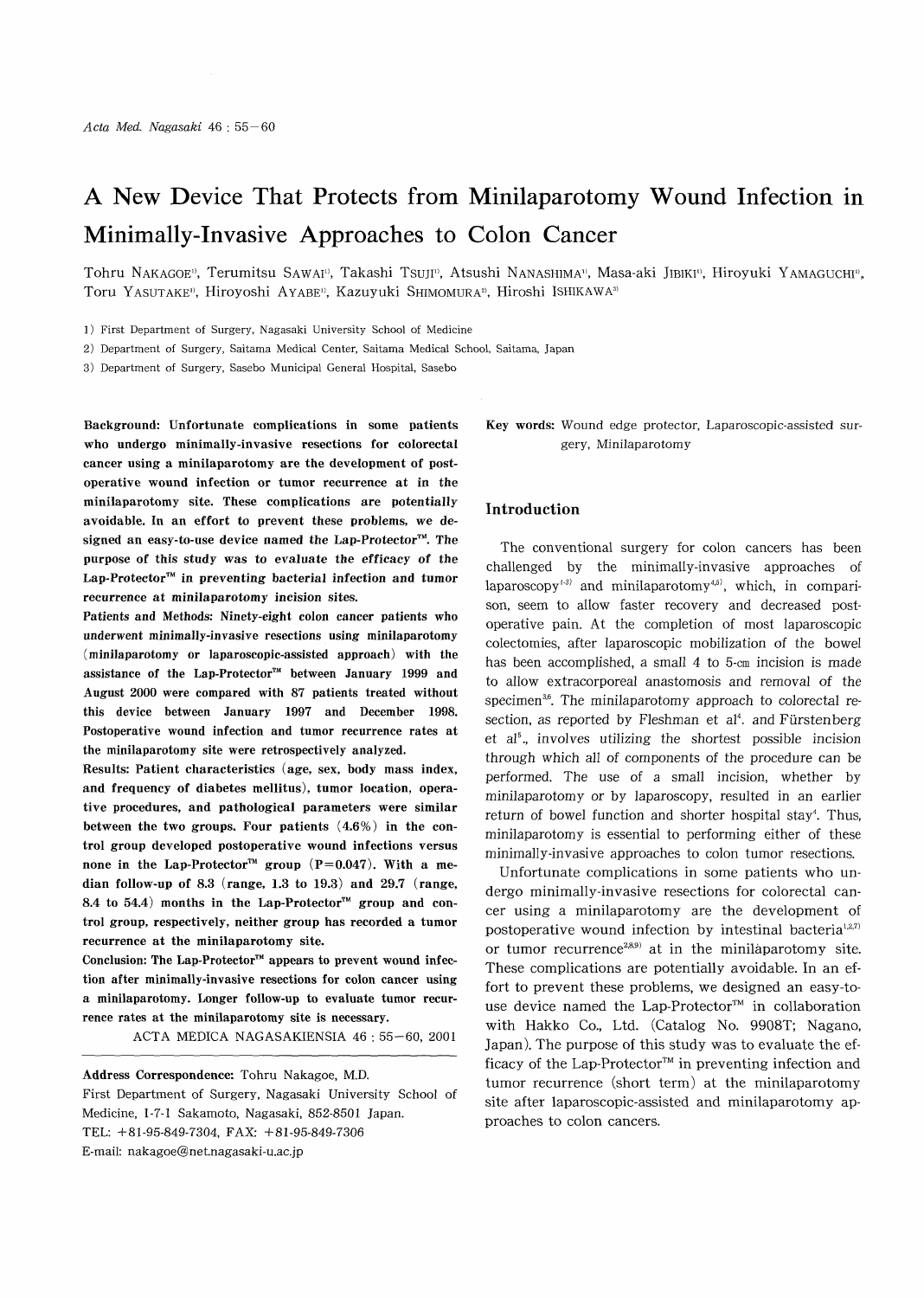# A New Device That Protects from Minilaparotomy Wound Infection in Minimally-Invasive Approaches to Colon Cancer

Tohru NAKAGOE[1], Terumitsu SAWAI[1], Takashi TSUJI[1], Atsushi NANASHIMA[1], Masa-aki JIBIKI[1], Hiroyuki YAMAGUCHI[1], Toru YASUTAKE[1], Hiroyoshi AYABE[1], Kazuyuki SHIMOMURA[2], Hiroshi ISHIKAWA[3]

1) First Department of Surgery, Nagasaki University School of Medicine
2) Department of Surgery, Saitama Medical Center, Saitama Medical School, Saitama, Japan
3) Department of Surgery, Sasebo Municipal General Hospital, Sasebo

**Background: Unfortunate complications in some patients who undergo minimally-invasive resections for colorectal cancer using a minilaparotomy are the development of postoperative wound infection or tumor recurrence at in the minilaparotomy site. These complications are potentially avoidable. In an effort to prevent these problems, we designed an easy-to-use device named the Lap-Protector™. The purpose of this study was to evaluate the efficacy of the Lap-Protector™ in preventing bacterial infection and tumor recurrence at minilaparotomy incision sites.**

**Patients and Methods: Ninety-eight colon cancer patients who underwent minimally-invasive resections using minilaparotomy (minilaparotomy or laparoscopic-assisted approach) with the assistance of the Lap-Protector™ between January 1999 and August 2000 were compared with 87 patients treated without this device between January 1997 and December 1998. Postoperative wound infection and tumor recurrence rates at the minilaparotomy site were retrospectively analyzed.**

**Results: Patient characteristics (age, sex, body mass index, and frequency of diabetes mellitus), tumor location, operative procedures, and pathological parameters were similar between the two groups. Four patients (4.6%) in the control group developed postoperative wound infections versus none in the Lap-Protector™ group (P=0.047). With a median follow-up of 8.3 (range, 1.3 to 19.3) and 29.7 (range, 8.4 to 54.4) months in the Lap-Protector™ group and control group, respectively, neither group has recorded a tumor recurrence at the minilaparotomy site.**

**Conclusion: The Lap-Protector™ appears to prevent wound infection after minimally-invasive resections for colon cancer using a minilaparotomy. Longer follow-up to evaluate tumor recurrence rates at the minilaparotomy site is necessary.**

ACTA MEDICA NAGASAKIENSIA 46 : 55−60, 2001

**Address Correspondence:** Tohru Nakagoe, M.D.
First Department of Surgery, Nagasaki University School of Medicine, 1-7-1 Sakamoto, Nagasaki, 852-8501 Japan.
TEL: +81-95-849-7304, FAX: +81-95-849-7306
E-mail: nakagoe@net.nagasaki-u.ac.jp

**Key words:** Wound edge protector, Laparoscopic-assisted surgery, Minilaparotomy

## Introduction

The conventional surgery for colon cancers has been challenged by the minimally-invasive approaches of laparoscopy[1-3] and minilaparotomy[4,5], which, in comparison, seem to allow faster recovery and decreased postoperative pain. At the completion of most laparoscopic colectomies, after laparoscopic mobilization of the bowel has been accomplished, a small 4 to 5-cm incision is made to allow extracorporeal anastomosis and removal of the specimen[3,6]. The minilaparotomy approach to colorectal resection, as reported by Fleshman et al[4]. and Fürstenberg et al[5]., involves utilizing the shortest possible incision through which all of components of the procedure can be performed. The use of a small incision, whether by minilaparotomy or by laparoscopy, resulted in an earlier return of bowel function and shorter hospital stay[4]. Thus, minilaparotomy is essential to performing either of these minimally-invasive approaches to colon tumor resections.

Unfortunate complications in some patients who undergo minimally-invasive resections for colorectal cancer using a minilaparotomy are the development of postoperative wound infection by intestinal bacteria[1,2,7] or tumor recurrence[2,8,9] at in the minilaparotomy site. These complications are potentially avoidable. In an effort to prevent these problems, we designed an easy-to-use device named the Lap-Protector™ in collaboration with Hakko Co., Ltd. (Catalog No. 9908T; Nagano, Japan). The purpose of this study was to evaluate the efficacy of the Lap-Protector™ in preventing infection and tumor recurrence (short term) at the minilaparotomy site after laparoscopic-assisted and minilaparotomy approaches to colon cancers.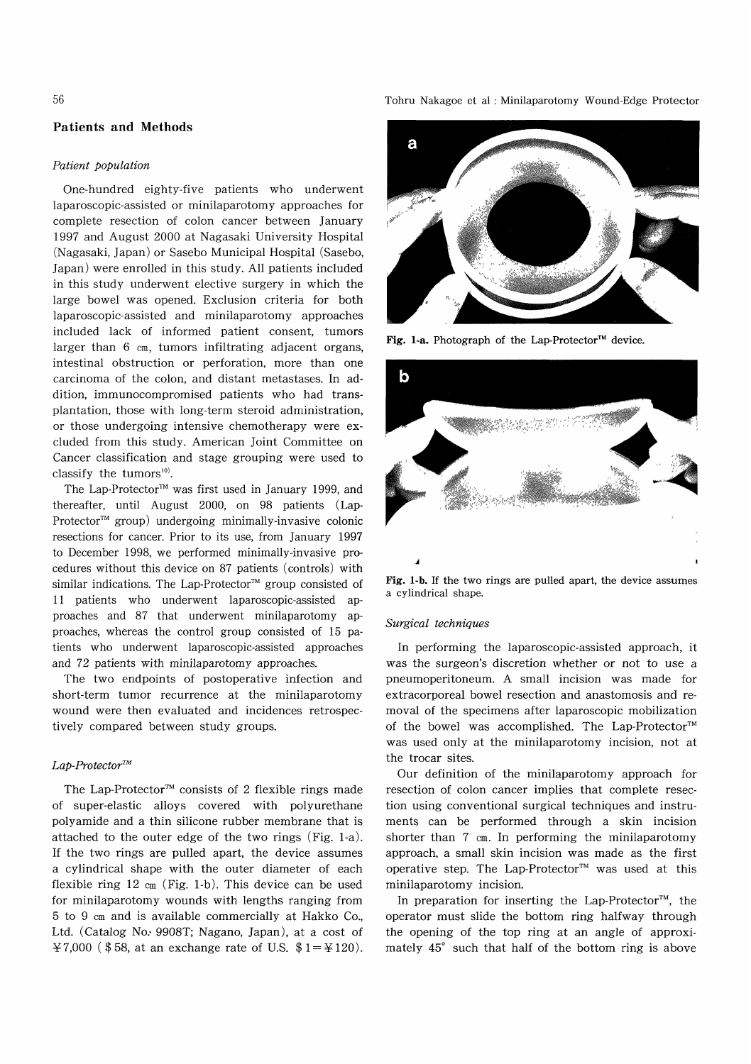## Patients and Methods

### *Patient population*

One-hundred eighty-five patients who underwent laparoscopic-assisted or minilaparotomy approaches for complete resection of colon cancer between January 1997 and August 2000 at Nagasaki University Hospital (Nagasaki, Japan) or Sasebo Municipal Hospital (Sasebo, Japan) were enrolled in this study. All patients included in this study underwent elective surgery in which the large bowel was opened. Exclusion criteria for both laparoscopic-assisted and minilaparotomy approaches included lack of informed patient consent, tumors larger than 6 cm, tumors infiltrating adjacent organs, intestinal obstruction or perforation, more than one carcinoma of the colon, and distant metastases. In addition, immunocompromised patients who had transplantation, those with long-term steroid administration, or those undergoing intensive chemotherapy were excluded from this study. American Joint Committee on Cancer classification and stage grouping were used to classify the tumors[10].

The Lap-Protector™ was first used in January 1999, and thereafter, until August 2000, on 98 patients (Lap-Protector™ group) undergoing minimally-invasive colonic resections for cancer. Prior to its use, from January 1997 to December 1998, we performed minimally-invasive procedures without this device on 87 patients (controls) with similar indications. The Lap-Protector™ group consisted of 11 patients who underwent laparoscopic-assisted approaches and 87 that underwent minilaparotomy approaches, whereas the control group consisted of 15 patients who underwent laparoscopic-assisted approaches and 72 patients with minilaparotomy approaches.

The two endpoints of postoperative infection and short-term tumor recurrence at the minilaparotomy wound were then evaluated and incidences retrospectively compared between study groups.

### *Lap-Protector™*

The Lap-Protector™ consists of 2 flexible rings made of super-elastic alloys covered with polyurethane polyamide and a thin silicone rubber membrane that is attached to the outer edge of the two rings (Fig. 1-a). If the two rings are pulled apart, the device assumes a cylindrical shape with the outer diameter of each flexible ring 12 cm (Fig. 1-b). This device can be used for minilaparotomy wounds with lengths ranging from 5 to 9 cm and is available commercially at Hakko Co., Ltd. (Catalog No. 9908T; Nagano, Japan), at a cost of ¥7,000 ($58, at an exchange rate of U.S. $1=¥120).

**Fig. 1-a.** Photograph of the Lap-Protector™ device.

**Fig. 1-b.** If the two rings are pulled apart, the device assumes a cylindrical shape.

### *Surgical techniques*

In performing the laparoscopic-assisted approach, it was the surgeon's discretion whether or not to use a pneumoperitoneum. A small incision was made for extracorporeal bowel resection and anastomosis and removal of the specimens after laparoscopic mobilization of the bowel was accomplished. The Lap-Protector™ was used only at the minilaparotomy incision, not at the trocar sites.

Our definition of the minilaparotomy approach for resection of colon cancer implies that complete resection using conventional surgical techniques and instruments can be performed through a skin incision shorter than 7 cm. In performing the minilaparotomy approach, a small skin incision was made as the first operative step. The Lap-Protector™ was used at this minilaparotomy incision.

In preparation for inserting the Lap-Protector™, the operator must slide the bottom ring halfway through the opening of the top ring at an angle of approximately 45° such that half of the bottom ring is above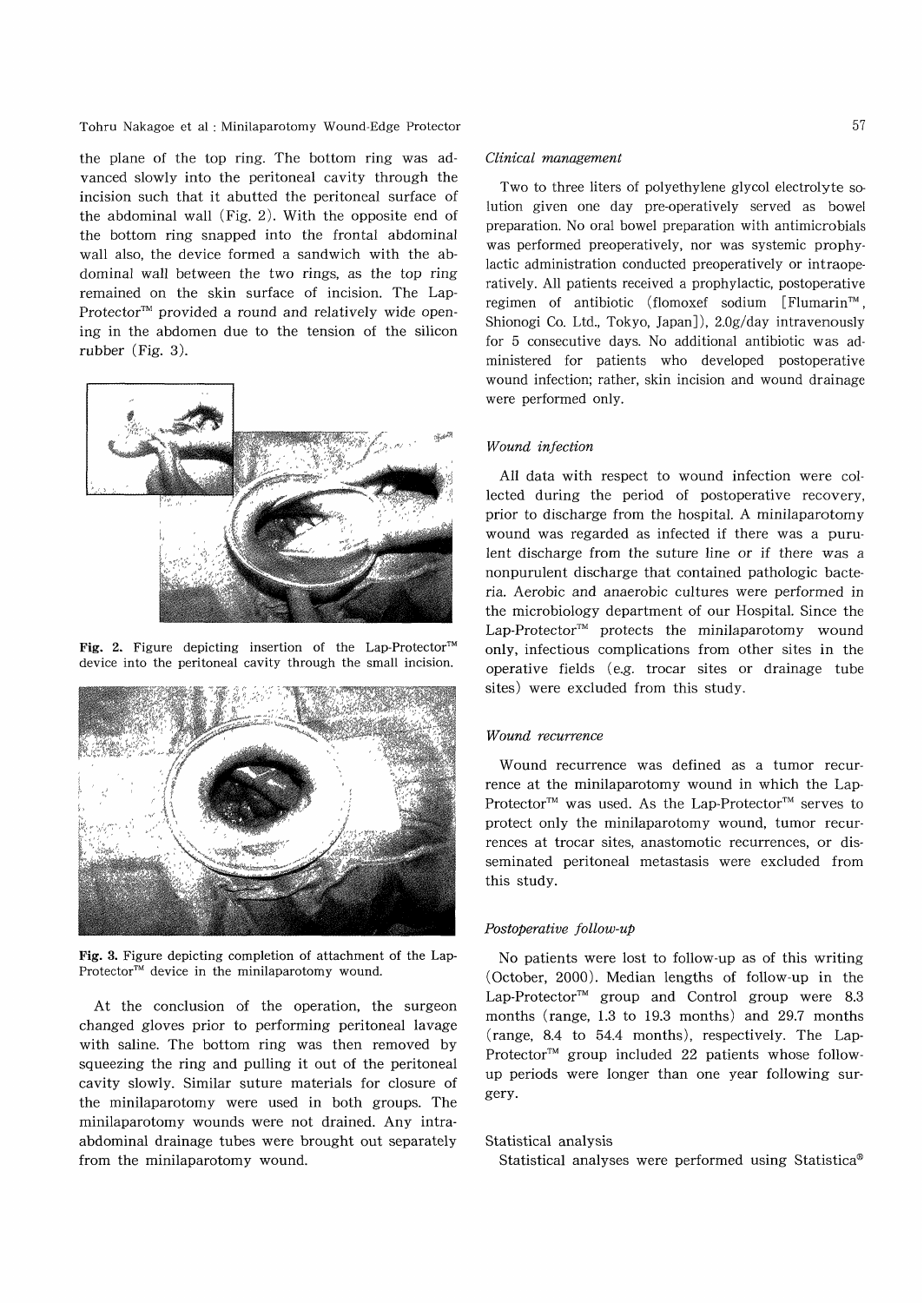the plane of the top ring. The bottom ring was advanced slowly into the peritoneal cavity through the incision such that it abutted the peritoneal surface of the abdominal wall (Fig. 2). With the opposite end of the bottom ring snapped into the frontal abdominal wall also, the device formed a sandwich with the abdominal wall between the two rings, as the top ring remained on the skin surface of incision. The Lap-Protector™ provided a round and relatively wide opening in the abdomen due to the tension of the silicon rubber (Fig. 3).

**Fig. 2.** Figure depicting insertion of the Lap-Protector™ device into the peritoneal cavity through the small incision.

**Fig. 3.** Figure depicting completion of attachment of the Lap-Protector™ device in the minilaparotomy wound.

At the conclusion of the operation, the surgeon changed gloves prior to performing peritoneal lavage with saline. The bottom ring was then removed by squeezing the ring and pulling it out of the peritoneal cavity slowly. Similar suture materials for closure of the minilaparotomy were used in both groups. The minilaparotomy wounds were not drained. Any intra-abdominal drainage tubes were brought out separately from the minilaparotomy wound.

### *Clinical management*

Two to three liters of polyethylene glycol electrolyte solution given one day pre-operatively served as bowel preparation. No oral bowel preparation with antimicrobials was performed preoperatively, nor was systemic prophylactic administration conducted preoperatively or intraoperatively. All patients received a prophylactic, postoperative regimen of antibiotic (flomoxef sodium [Flumarin™, Shionogi Co. Ltd., Tokyo, Japan]), 2.0g/day intravenously for 5 consecutive days. No additional antibiotic was administered for patients who developed postoperative wound infection; rather, skin incision and wound drainage were performed only.

### *Wound infection*

All data with respect to wound infection were collected during the period of postoperative recovery, prior to discharge from the hospital. A minilaparotomy wound was regarded as infected if there was a purulent discharge from the suture line or if there was a nonpurulent discharge that contained pathologic bacteria. Aerobic and anaerobic cultures were performed in the microbiology department of our Hospital. Since the Lap-Protector™ protects the minilaparotomy wound only, infectious complications from other sites in the operative fields (e.g. trocar sites or drainage tube sites) were excluded from this study.

### *Wound recurrence*

Wound recurrence was defined as a tumor recurrence at the minilaparotomy wound in which the Lap-Protector™ was used. As the Lap-Protector™ serves to protect only the minilaparotomy wound, tumor recurrences at trocar sites, anastomotic recurrences, or disseminated peritoneal metastasis were excluded from this study.

### *Postoperative follow-up*

No patients were lost to follow-up as of this writing (October, 2000). Median lengths of follow-up in the Lap-Protector™ group and Control group were 8.3 months (range, 1.3 to 19.3 months) and 29.7 months (range, 8.4 to 54.4 months), respectively. The Lap-Protector™ group included 22 patients whose follow-up periods were longer than one year following surgery.

### Statistical analysis

Statistical analyses were performed using Statistica®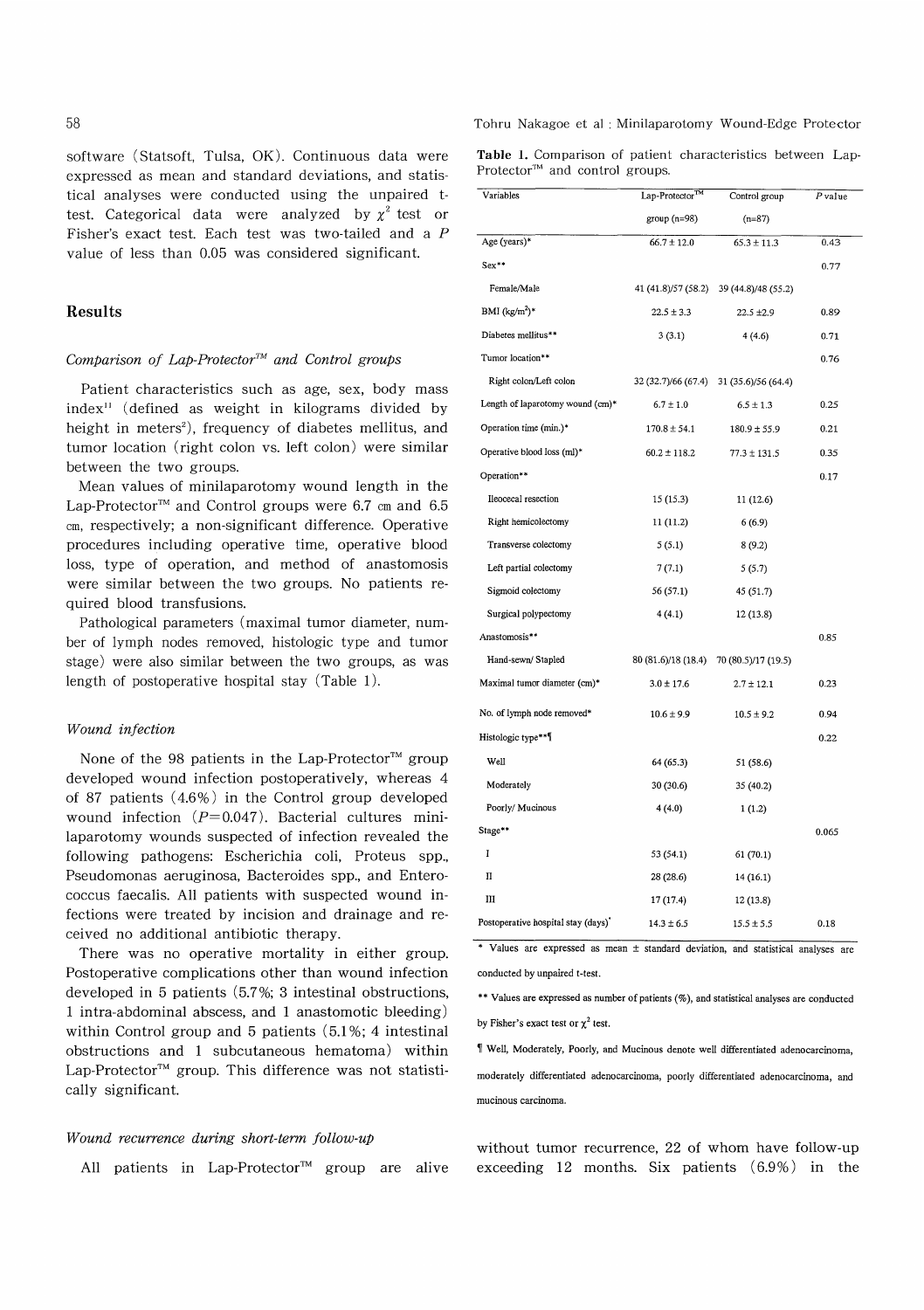software (Statsoft, Tulsa, OK). Continuous data were expressed as mean and standard deviations, and statistical analyses were conducted using the unpaired t-test. Categorical data were analyzed by $\chi^2$ test or Fisher's exact test. Each test was two-tailed and a $P$ value of less than 0.05 was considered significant.

## Results

### *Comparison of Lap-Protector™ and Control groups*

Patient characteristics such as age, sex, body mass index[11] (defined as weight in kilograms divided by height in meters[2]), frequency of diabetes mellitus, and tumor location (right colon vs. left colon) were similar between the two groups.

Mean values of minilaparotomy wound length in the Lap-Protector™ and Control groups were 6.7 cm and 6.5 cm, respectively; a non-significant difference. Operative procedures including operative time, operative blood loss, type of operation, and method of anastomosis were similar between the two groups. No patients required blood transfusions.

Pathological parameters (maximal tumor diameter, number of lymph nodes removed, histologic type and tumor stage) were also similar between the two groups, as was length of postoperative hospital stay (Table 1).

### *Wound infection*

None of the 98 patients in the Lap-Protector™ group developed wound infection postoperatively, whereas 4 of 87 patients (4.6%) in the Control group developed wound infection ($P$=0.047). Bacterial cultures minilaparotomy wounds suspected of infection revealed the following pathogens: Escherichia coli, Proteus spp., Pseudomonas aeruginosa, Bacteroides spp., and Enterococcus faecalis. All patients with suspected wound infections were treated by incision and drainage and received no additional antibiotic therapy.

There was no operative mortality in either group. Postoperative complications other than wound infection developed in 5 patients (5.7%; 3 intestinal obstructions, 1 intra-abdominal abscess, and 1 anastomotic bleeding) within Control group and 5 patients (5.1%; 4 intestinal obstructions and 1 subcutaneous hematoma) within Lap-Protector™ group. This difference was not statistically significant.

### *Wound recurrence during short-term follow-up*

All patients in Lap-Protector™ group are alive without tumor recurrence, 22 of whom have follow-up exceeding 12 months. Six patients (6.9%) in the

**Table 1.** Comparison of patient characteristics between Lap-Protector™ and control groups.

| Variables | Lap-Protector™ group (n=98) | Control group (n=87) | $P$ value |
|---|---|---|---|
| Age (years)* | 66.7 ± 12.0 | 65.3 ± 11.3 | 0.43 |
| Sex** | | | 0.77 |
| Female/Male | 41 (41.8)/57 (58.2) | 39 (44.8)/48 (55.2) | |
| BMI (kg/m$^2$)* | 22.5 ± 3.3 | 22.5 ±2.9 | 0.89 |
| Diabetes mellitus** | 3 (3.1) | 4 (4.6) | 0.71 |
| Tumor location** | | | 0.76 |
| Right colon/Left colon | 32 (32.7)/66 (67.4) | 31 (35.6)/56 (64.4) | |
| Length of laparotomy wound (cm)* | 6.7 ± 1.0 | 6.5 ± 1.3 | 0.25 |
| Operation time (min.)* | 170.8 ± 54.1 | 180.9 ± 55.9 | 0.21 |
| Operative blood loss (ml)* | 60.2 ± 118.2 | 77.3 ± 131.5 | 0.35 |
| Operation** | | | 0.17 |
| Ileocecal resection | 15 (15.3) | 11 (12.6) | |
| Right hemicolectomy | 11 (11.2) | 6 (6.9) | |
| Transverse colectomy | 5 (5.1) | 8 (9.2) | |
| Left partial colectomy | 7 (7.1) | 5 (5.7) | |
| Sigmoid colectomy | 56 (57.1) | 45 (51.7) | |
| Surgical polypectomy | 4 (4.1) | 12 (13.8) | |
| Anastomosis** | | | 0.85 |
| Hand-sewn/ Stapled | 80 (81.6)/18 (18.4) | 70 (80.5)/17 (19.5) | |
| Maximal tumor diameter (cm)* | 3.0 ± 17.6 | 2.7 ± 12.1 | 0.23 |
| No. of lymph node removed* | 10.6 ± 9.9 | 10.5 ± 9.2 | 0.94 |
| Histologic type**¶ | | | 0.22 |
| Well | 64 (65.3) | 51 (58.6) | |
| Moderately | 30 (30.6) | 35 (40.2) | |
| Poorly/ Mucinous | 4 (4.0) | 1 (1.2) | |
| Stage** | | | 0.065 |
| I | 53 (54.1) | 61 (70.1) | |
| II | 28 (28.6) | 14 (16.1) | |
| III | 17 (17.4) | 12 (13.8) | |
| Postoperative hospital stay (days)* | 14.3 ± 6.5 | 15.5 ± 5.5 | 0.18 |

\* Values are expressed as mean ± standard deviation, and statistical analyses are conducted by unpaired t-test.

** Values are expressed as number of patients (%), and statistical analyses are conducted by Fisher's exact test or $\chi^2$ test.

¶ Well, Moderately, Poorly, and Mucinous denote well differentiated adenocarcinoma, moderately differentiated adenocarcinoma, poorly differentiated adenocarcinoma, and mucinous carcinoma.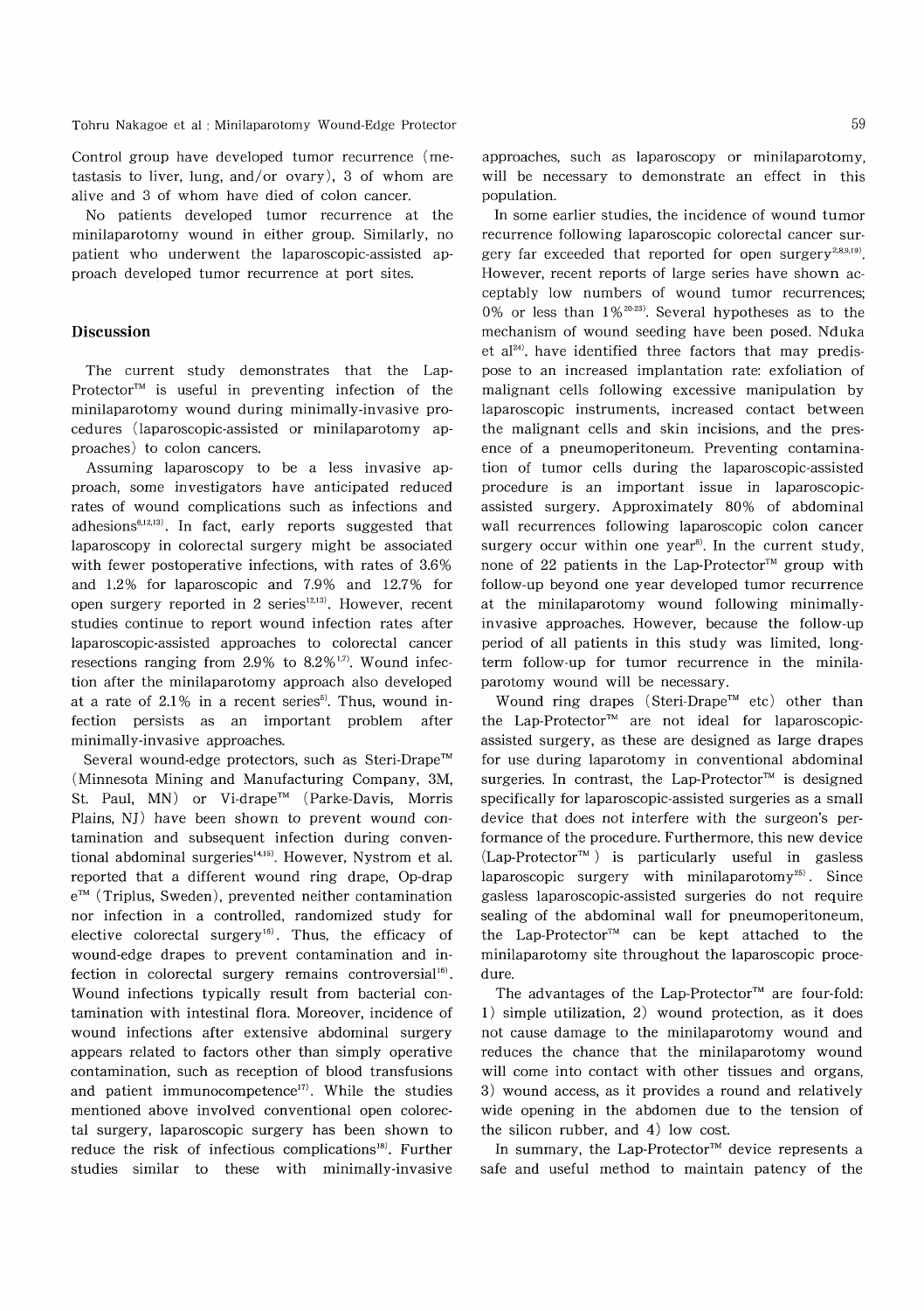Control group have developed tumor recurrence (metastasis to liver, lung, and/or ovary), 3 of whom are alive and 3 of whom have died of colon cancer.

No patients developed tumor recurrence at the minilaparotomy wound in either group. Similarly, no patient who underwent the laparoscopic-assisted approach developed tumor recurrence at port sites.

## Discussion

The current study demonstrates that the Lap-Protector™ is useful in preventing infection of the minilaparotomy wound during minimally-invasive procedures (laparoscopic-assisted or minilaparotomy approaches) to colon cancers.

Assuming laparoscopy to be a less invasive approach, some investigators have anticipated reduced rates of wound complications such as infections and adhesions[6,12,13]. In fact, early reports suggested that laparoscopy in colorectal surgery might be associated with fewer postoperative infections, with rates of 3.6% and 1.2% for laparoscopic and 7.9% and 12.7% for open surgery reported in 2 series[12,13]. However, recent studies continue to report wound infection rates after laparoscopic-assisted approaches to colorectal cancer resections ranging from 2.9% to 8.2%[1,7]. Wound infection after the minilaparotomy approach also developed at a rate of 2.1% in a recent series[5]. Thus, wound infection persists as an important problem after minimally-invasive approaches.

Several wound-edge protectors, such as Steri-Drape™ (Minnesota Mining and Manufacturing Company, 3M, St. Paul, MN) or Vi-drape™ (Parke-Davis, Morris Plains, NJ) have been shown to prevent wound contamination and subsequent infection during conventional abdominal surgeries[14,15]. However, Nystrom et al. reported that a different wound ring drape, Op-drape™ (Triplus, Sweden), prevented neither contamination nor infection in a controlled, randomized study for elective colorectal surgery[16]. Thus, the efficacy of wound-edge drapes to prevent contamination and infection in colorectal surgery remains controversial[16]. Wound infections typically result from bacterial contamination with intestinal flora. Moreover, incidence of wound infections after extensive abdominal surgery appears related to factors other than simply operative contamination, such as reception of blood transfusions and patient immunocompetence[17]. While the studies mentioned above involved conventional open colorectal surgery, laparoscopic surgery has been shown to reduce the risk of infectious complications[18]. Further studies similar to these with minimally-invasive approaches, such as laparoscopy or minilaparotomy, will be necessary to demonstrate an effect in this population.

In some earlier studies, the incidence of wound tumor recurrence following laparoscopic colorectal cancer surgery far exceeded that reported for open surgery[2,8,9,19]. However, recent reports of large series have shown acceptably low numbers of wound tumor recurrences; 0% or less than 1%[20-23]. Several hypotheses as to the mechanism of wound seeding have been posed. Nduka et al[24]. have identified three factors that may predispose to an increased implantation rate: exfoliation of malignant cells following excessive manipulation by laparoscopic instruments, increased contact between the malignant cells and skin incisions, and the presence of a pneumoperitoneum. Preventing contamination of tumor cells during the laparoscopic-assisted procedure is an important issue in laparoscopic-assisted surgery. Approximately 80% of abdominal wall recurrences following laparoscopic colon cancer surgery occur within one year[8]. In the current study, none of 22 patients in the Lap-Protector™ group with follow-up beyond one year developed tumor recurrence at the minilaparotomy wound following minimally-invasive approaches. However, because the follow-up period of all patients in this study was limited, long-term follow-up for tumor recurrence in the minilaparotomy wound will be necessary.

Wound ring drapes (Steri-Drape™ etc) other than the Lap-Protector™ are not ideal for laparoscopic-assisted surgery, as these are designed as large drapes for use during laparotomy in conventional abdominal surgeries. In contrast, the Lap-Protector™ is designed specifically for laparoscopic-assisted surgeries as a small device that does not interfere with the surgeon's performance of the procedure. Furthermore, this new device (Lap-Protector™) is particularly useful in gasless laparoscopic surgery with minilaparotomy[25]. Since gasless laparoscopic-assisted surgeries do not require sealing of the abdominal wall for pneumoperitoneum, the Lap-Protector™ can be kept attached to the minilaparotomy site throughout the laparoscopic procedure.

The advantages of the Lap-Protector™ are four-fold: 1) simple utilization, 2) wound protection, as it does not cause damage to the minilaparotomy wound and reduces the chance that the minilaparotomy wound will come into contact with other tissues and organs, 3) wound access, as it provides a round and relatively wide opening in the abdomen due to the tension of the silicon rubber, and 4) low cost.

In summary, the Lap-Protector™ device represents a safe and useful method to maintain patency of the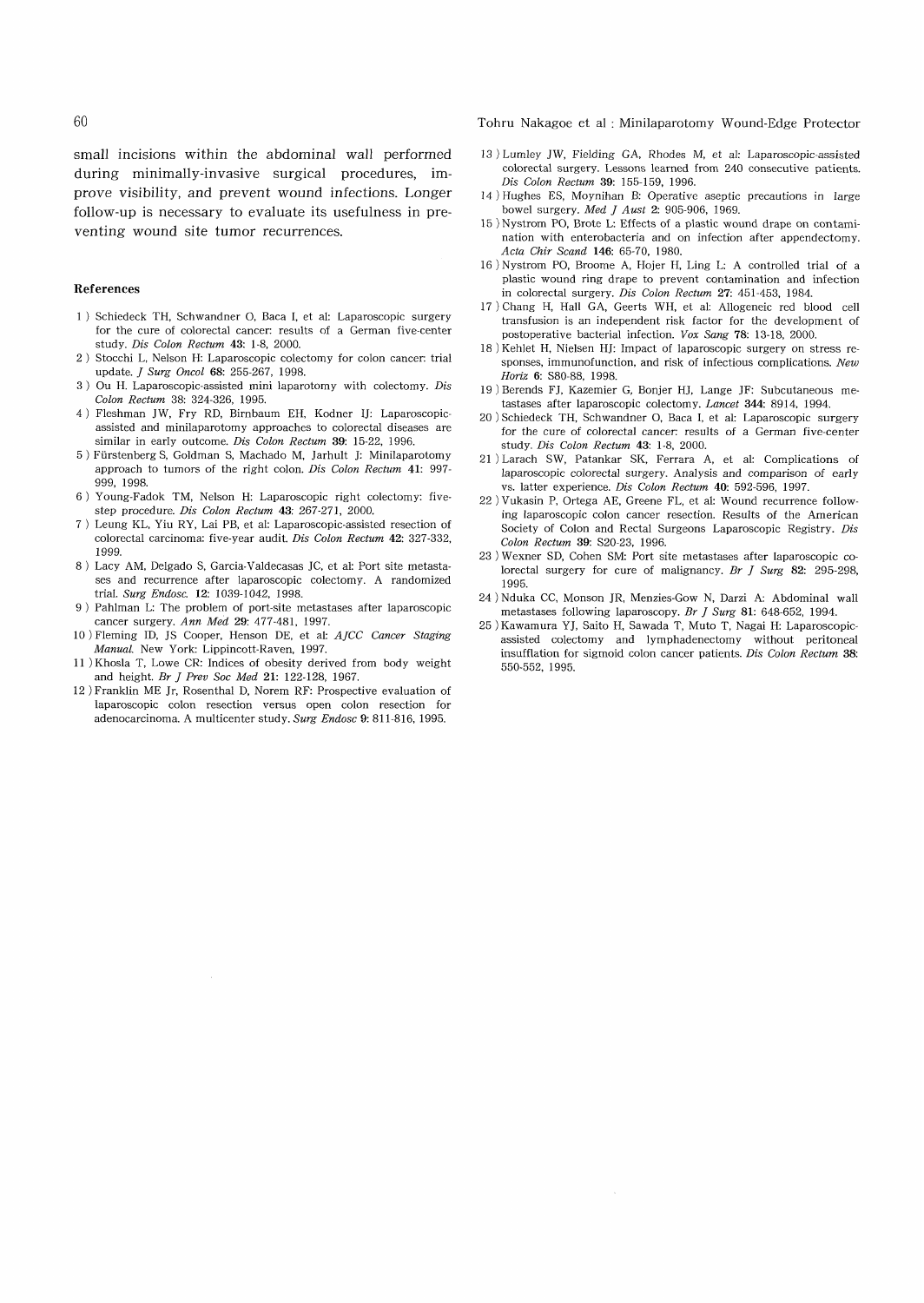small incisions within the abdominal wall performed during minimally-invasive surgical procedures, improve visibility, and prevent wound infections. Longer follow-up is necessary to evaluate its usefulness in preventing wound site tumor recurrences.

## References

1 ) Schiedeck TH, Schwandner O, Baca I, et al: Laparoscopic surgery for the cure of colorectal cancer: results of a German five-center study. *Dis Colon Rectum* **43**: 1-8, 2000.
2 ) Stocchi L, Nelson H: Laparoscopic colectomy for colon cancer: trial update. *J Surg Oncol* **68**: 255-267, 1998.
3 ) Ou H. Laparoscopic-assisted mini laparotomy with colectomy. *Dis Colon Rectum* 38: 324-326, 1995.
4 ) Fleshman JW, Fry RD, Birnbaum EH, Kodner IJ: Laparoscopic-assisted and minilaparotomy approaches to colorectal diseases are similar in early outcome. *Dis Colon Rectum* **39**: 15-22, 1996.
5 ) Fürstenberg S, Goldman S, Machado M, Jarhult J: Minilaparotomy approach to tumors of the right colon. *Dis Colon Rectum* **41**: 997-999, 1998.
6 ) Young-Fadok TM, Nelson H: Laparoscopic right colectomy: five-step procedure. *Dis Colon Rectum* **43**: 267-271, 2000.
7 ) Leung KL, Yiu RY, Lai PB, et al: Laparoscopic-assisted resection of colorectal carcinoma: five-year audit. *Dis Colon Rectum* **42**: 327-332, 1999.
8 ) Lacy AM, Delgado S, Garcia-Valdecasas JC, et al: Port site metastases and recurrence after laparoscopic colectomy. A randomized trial. *Surg Endosc.* **12**: 1039-1042, 1998.
9 ) Pahlman L: The problem of port-site metastases after laparoscopic cancer surgery. *Ann Med* **29**: 477-481, 1997.
10 ) Fleming ID, JS Cooper, Henson DE, et al: *AJCC Cancer Staging Manual.* New York: Lippincott-Raven, 1997.
11 ) Khosla T, Lowe CR: Indices of obesity derived from body weight and height. *Br J Prev Soc Med* **21**: 122-128, 1967.
12 ) Franklin ME Jr, Rosenthal D, Norem RF: Prospective evaluation of laparoscopic colon resection versus open colon resection for adenocarcinoma. A multicenter study. *Surg Endosc* **9**: 811-816, 1995.
13 ) Lumley JW, Fielding GA, Rhodes M, et al: Laparoscopic-assisted colorectal surgery. Lessons learned from 240 consecutive patients. *Dis Colon Rectum* **39**: 155-159, 1996.
14 ) Hughes ES, Moynihan B: Operative aseptic precautions in large bowel surgery. *Med J Aust* **2**: 905-906, 1969.
15 ) Nystrom PO, Brote L: Effects of a plastic wound drape on contamination with enterobacteria and on infection after appendectomy. *Acta Chir Scand* **146**: 65-70, 1980.
16 ) Nystrom PO, Broome A, Hojer H, Ling L: A controlled trial of a plastic wound ring drape to prevent contamination and infection in colorectal surgery. *Dis Colon Rectum* **27**: 451-453, 1984.
17 ) Chang H, Hall GA, Geerts WH, et al: Allogeneic red blood cell transfusion is an independent risk factor for the development of postoperative bacterial infection. *Vox Sang* **78**: 13-18, 2000.
18 ) Kehlet H, Nielsen HJ: Impact of laparoscopic surgery on stress responses, immunofunction, and risk of infectious complications. *New Horiz* **6**: S80-88, 1998.
19 ) Berends FJ, Kazemier G, Bonjer HJ, Lange JF: Subcutaneous metastases after laparoscopic colectomy. *Lancet* **344**: 8914, 1994.
20 ) Schiedeck TH, Schwandner O, Baca I, et al: Laparoscopic surgery for the cure of colorectal cancer: results of a German five-center study. *Dis Colon Rectum* **43**: 1-8, 2000.
21 ) Larach SW, Patankar SK, Ferrara A, et al: Complications of laparoscopic colorectal surgery. Analysis and comparison of early vs. latter experience. *Dis Colon Rectum* **40**: 592-596, 1997.
22 ) Vukasin P, Ortega AE, Greene FL, et al: Wound recurrence following laparoscopic colon cancer resection. Results of the American Society of Colon and Rectal Surgeons Laparoscopic Registry. *Dis Colon Rectum* **39**: S20-23, 1996.
23 ) Wexner SD, Cohen SM: Port site metastases after laparoscopic colorectal surgery for cure of malignancy. *Br J Surg* **82**: 295-298, 1995.
24 ) Nduka CC, Monson JR, Menzies-Gow N, Darzi A: Abdominal wall metastases following laparoscopy. *Br J Surg* **81**: 648-652, 1994.
25 ) Kawamura YJ, Saito H, Sawada T, Muto T, Nagai H: Laparoscopic-assisted colectomy and lymphadenectomy without peritoneal insufflation for sigmoid colon cancer patients. *Dis Colon Rectum* **38**: 550-552, 1995.